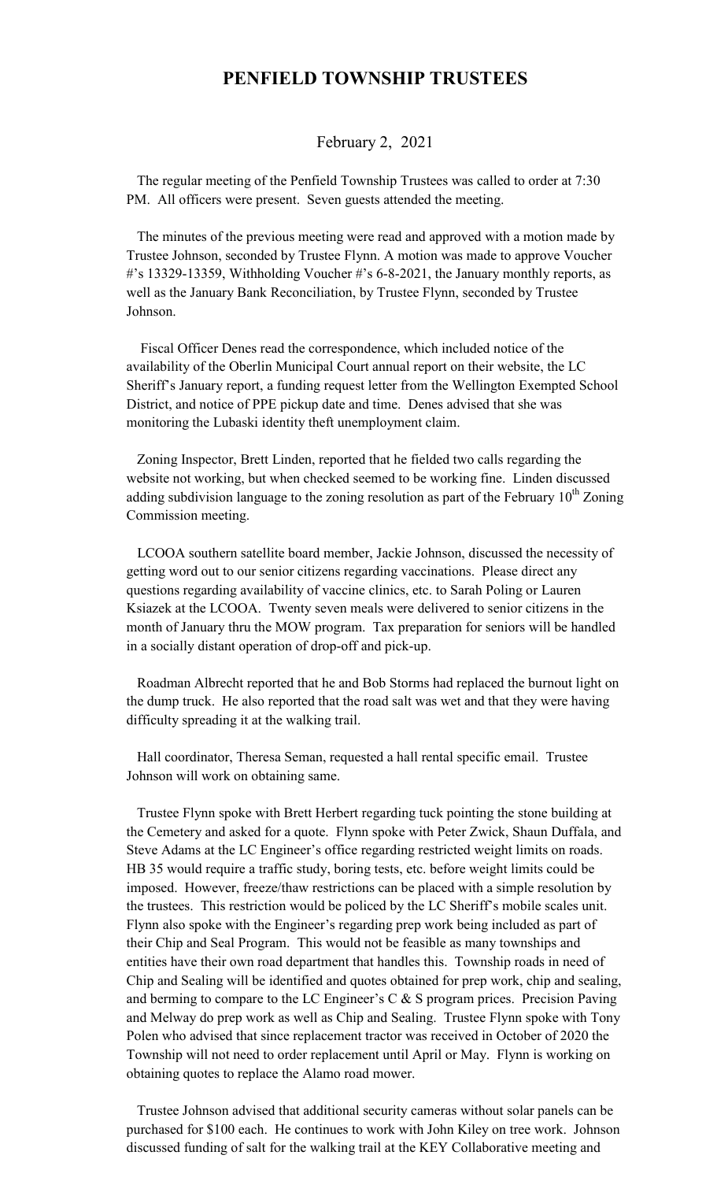# PENFIELD TOWNSHIP TRUSTEES

February 2, 2021

The regular meeting of the Penfield Township Trustees was called to order at 7:30 PM. All officers were present. Seven guests attended the meeting.

The minutes of the previous meeting were read and approved with a motion made by Trustee Johnson, seconded by Trustee Flynn. A motion was made to approve Voucher #'s 13329-13359, Withholding Voucher #'s 6-8-2021, the January monthly reports, as well as the January Bank Reconciliation, by Trustee Flynn, seconded by Trustee Johnson.

Fiscal Officer Denes read the correspondence, which included notice of the availability of the Oberlin Municipal Court annual report on their website, the LC Sheriff's January report, a funding request letter from the Wellington Exempted School District, and notice of PPE pickup date and time. Denes advised that she was monitoring the Lubaski identity theft unemployment claim.

Zoning Inspector, Brett Linden, reported that he fielded two calls regarding the website not working, but when checked seemed to be working fine. Linden discussed adding subdivision language to the zoning resolution as part of the February 10th Zoning Commission meeting.

LCOOA southern satellite board member, Jackie Johnson, discussed the necessity of getting word out to our senior citizens regarding vaccinations. Please direct any questions regarding availability of vaccine clinics, etc. to Sarah Poling or Lauren Ksiazek at the LCOOA. Twenty seven meals were delivered to senior citizens in the month of January thru the MOW program. Tax preparation for seniors will be handled in a socially distant operation of drop-off and pick-up.

Roadman Albrecht reported that he and Bob Storms had replaced the burnout light on the dump truck. He also reported that the road salt was wet and that they were having difficulty spreading it at the walking trail.

Hall coordinator, Theresa Seman, requested a hall rental specific email. Trustee Johnson will work on obtaining same.

Trustee Flynn spoke with Brett Herbert regarding tuck pointing the stone building at the Cemetery and asked for a quote. Flynn spoke with Peter Zwick, Shaun Duffala, and Steve Adams at the LC Engineer's office regarding restricted weight limits on roads. HB 35 would require a traffic study, boring tests, etc. before weight limits could be imposed. However, freeze/thaw restrictions can be placed with a simple resolution by the trustees. This restriction would be policed by the LC Sheriff's mobile scales unit. Flynn also spoke with the Engineer's regarding prep work being included as part of their Chip and Seal Program. This would not be feasible as many townships and entities have their own road department that handles this. Township roads in need of Chip and Sealing will be identified and quotes obtained for prep work, chip and sealing, and berming to compare to the LC Engineer's C & S program prices. Precision Paving and Melway do prep work as well as Chip and Sealing. Trustee Flynn spoke with Tony Polen who advised that since replacement tractor was received in October of 2020 the Township will not need to order replacement until April or May. Flynn is working on obtaining quotes to replace the Alamo road mower.

Trustee Johnson advised that additional security cameras without solar panels can be purchased for $100 each. He continues to work with John Kiley on tree work. Johnson discussed funding of salt for the walking trail at the KEY Collaborative meeting and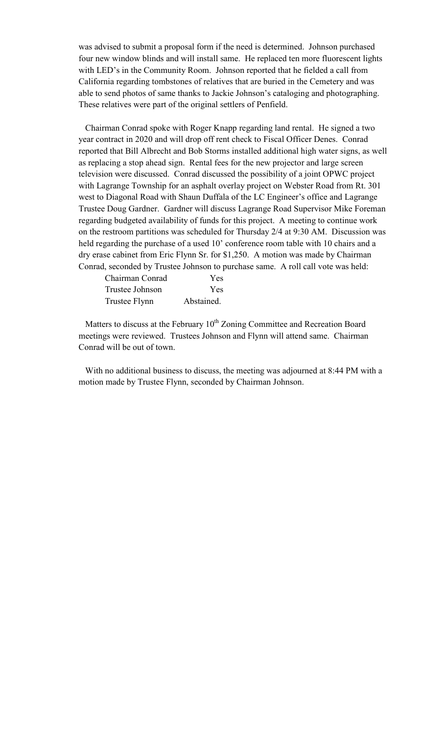was advised to submit a proposal form if the need is determined. Johnson purchased four new window blinds and will install same. He replaced ten more fluorescent lights with LED's in the Community Room. Johnson reported that he fielded a call from California regarding tombstones of relatives that are buried in the Cemetery and was able to send photos of same thanks to Jackie Johnson's cataloging and photographing. These relatives were part of the original settlers of Penfield.

Chairman Conrad spoke with Roger Knapp regarding land rental. He signed a two year contract in 2020 and will drop off rent check to Fiscal Officer Denes. Conrad reported that Bill Albrecht and Bob Storms installed additional high water signs, as well as replacing a stop ahead sign. Rental fees for the new projector and large screen television were discussed. Conrad discussed the possibility of a joint OPWC project with Lagrange Township for an asphalt overlay project on Webster Road from Rt. 301 west to Diagonal Road with Shaun Duffala of the LC Engineer's office and Lagrange Trustee Doug Gardner. Gardner will discuss Lagrange Road Supervisor Mike Foreman regarding budgeted availability of funds for this project. A meeting to continue work on the restroom partitions was scheduled for Thursday 2/4 at 9:30 AM. Discussion was held regarding the purchase of a used 10' conference room table with 10 chairs and a dry erase cabinet from Eric Flynn Sr. for $1,250. A motion was made by Chairman Conrad, seconded by Trustee Johnson to purchase same. A roll call vote was held:

| | |
|---|---|
| Chairman Conrad | Yes |
| Trustee Johnson | Yes |
| Trustee Flynn | Abstained. |

Matters to discuss at the February 10th Zoning Committee and Recreation Board meetings were reviewed. Trustees Johnson and Flynn will attend same. Chairman Conrad will be out of town.

With no additional business to discuss, the meeting was adjourned at 8:44 PM with a motion made by Trustee Flynn, seconded by Chairman Johnson.